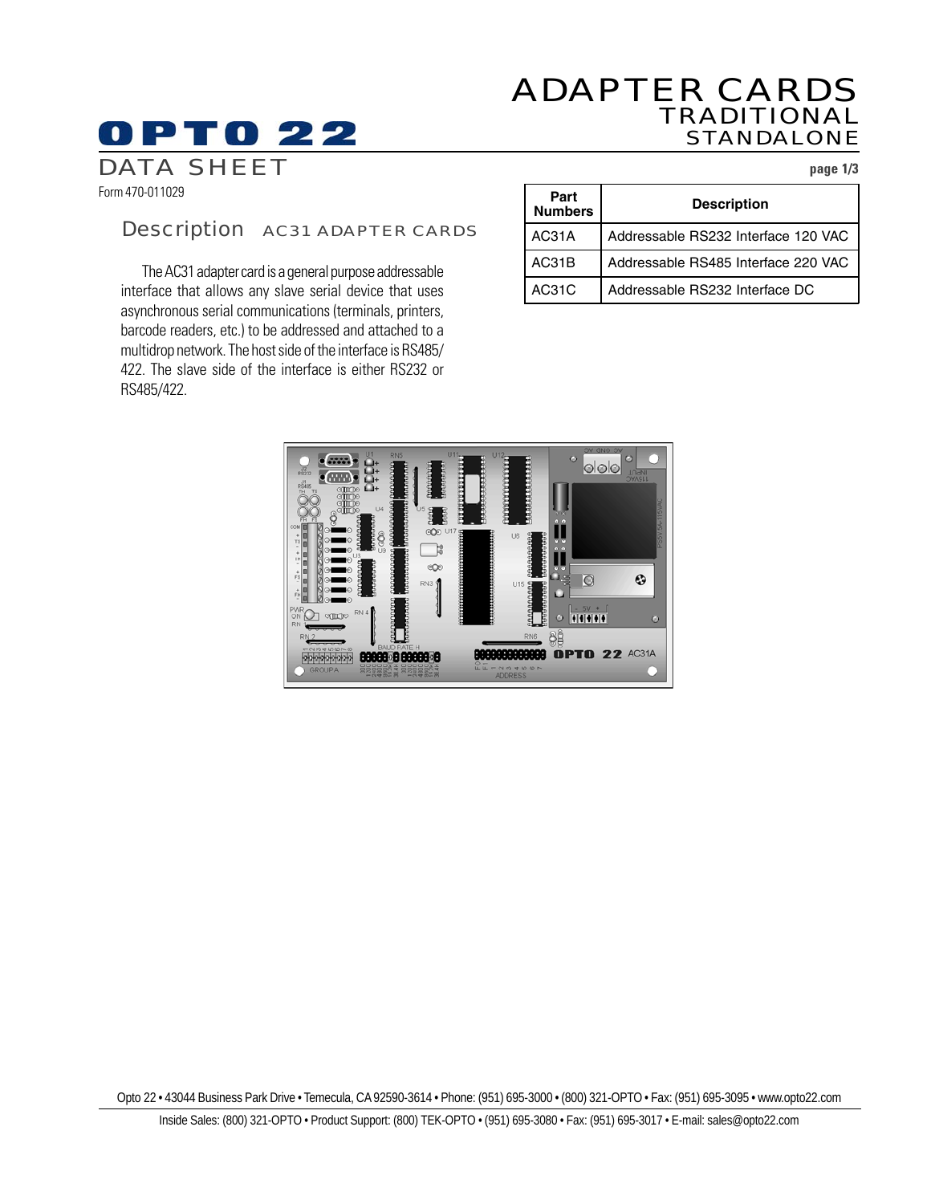# ADAPTER CARDS
## TRADITIONAL STANDALONE

OPTO 22

DATA SHEET

Form 470-011029

## Description AC31 ADAPTER CARDS

The AC31 adapter card is a general purpose addressable interface that allows any slave serial device that uses asynchronous serial communications (terminals, printers, barcode readers, etc.) to be addressed and attached to a multidrop network. The host side of the interface is RS485/422. The slave side of the interface is either RS232 or RS485/422.

| Part Numbers | Description |
|---|---|
| AC31A | Addressable RS232 Interface 120 VAC |
| AC31B | Addressable RS485 Interface 220 VAC |
| AC31C | Addressable RS232 Interface DC |

Opto 22 • 43044 Business Park Drive • Temecula, CA 92590-3614 • Phone: (951) 695-3000 • (800) 321-OPTO • Fax: (951) 695-3095 • www.opto22.com

Inside Sales: (800) 321-OPTO • Product Support: (800) TEK-OPTO • (951) 695-3080 • Fax: (951) 695-3017 • E-mail: sales@opto22.com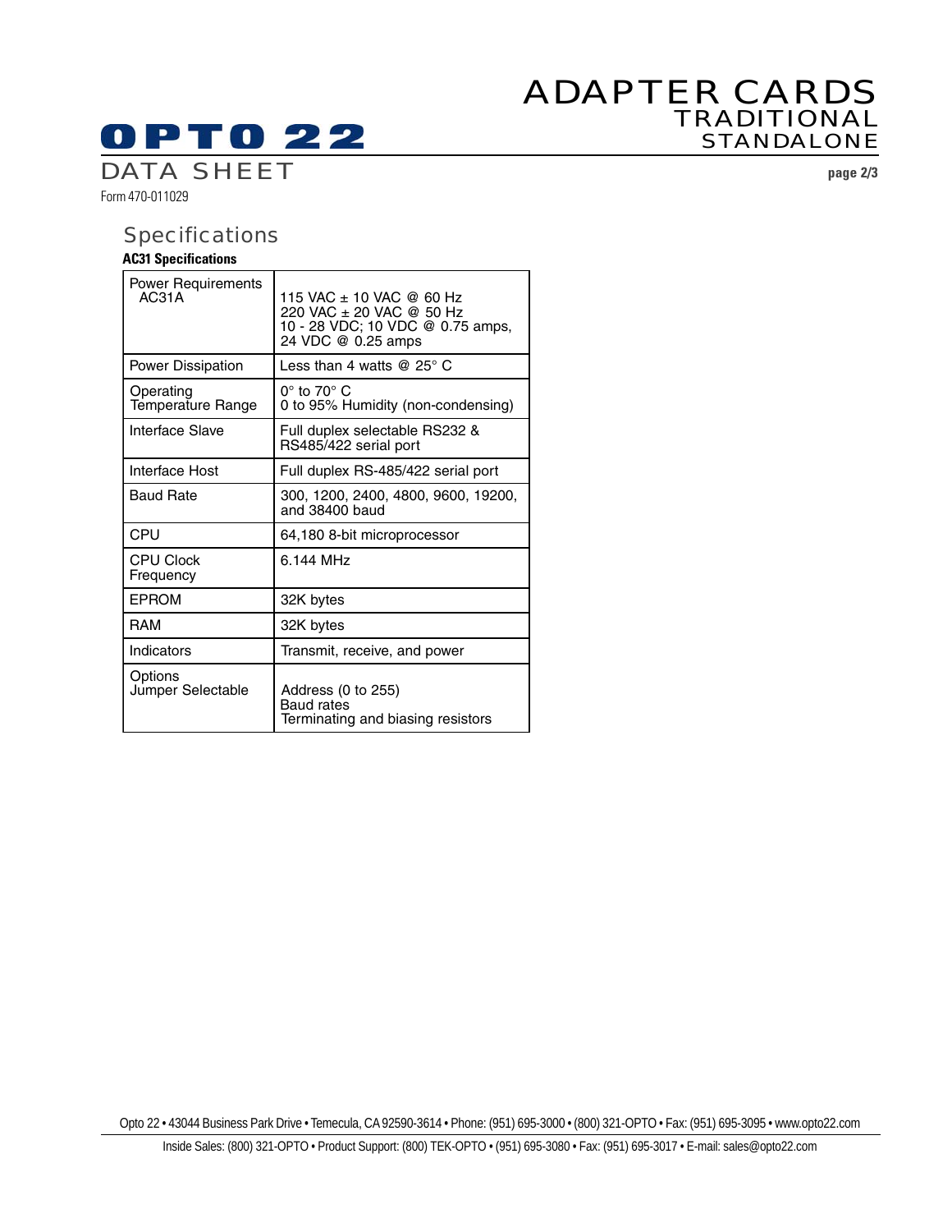## Specifications

**AC31 Specifications**

| | |
|---|---|
| Power Requirements AC31A | 115 VAC ± 10 VAC @ 60 Hz<br>220 VAC ± 20 VAC @ 50 Hz<br>10 - 28 VDC; 10 VDC @ 0.75 amps, 24 VDC @ 0.25 amps |
| Power Dissipation | Less than 4 watts @ 25° C |
| Operating Temperature Range | 0° to 70° C<br>0 to 95% Humidity (non-condensing) |
| Interface Slave | Full duplex selectable RS232 & RS485/422 serial port |
| Interface Host | Full duplex RS-485/422 serial port |
| Baud Rate | 300, 1200, 2400, 4800, 9600, 19200, and 38400 baud |
| CPU | 64,180 8-bit microprocessor |
| CPU Clock Frequency | 6.144 MHz |
| EPROM | 32K bytes |
| RAM | 32K bytes |
| Indicators | Transmit, receive, and power |
| Options Jumper Selectable | Address (0 to 255)<br>Baud rates<br>Terminating and biasing resistors |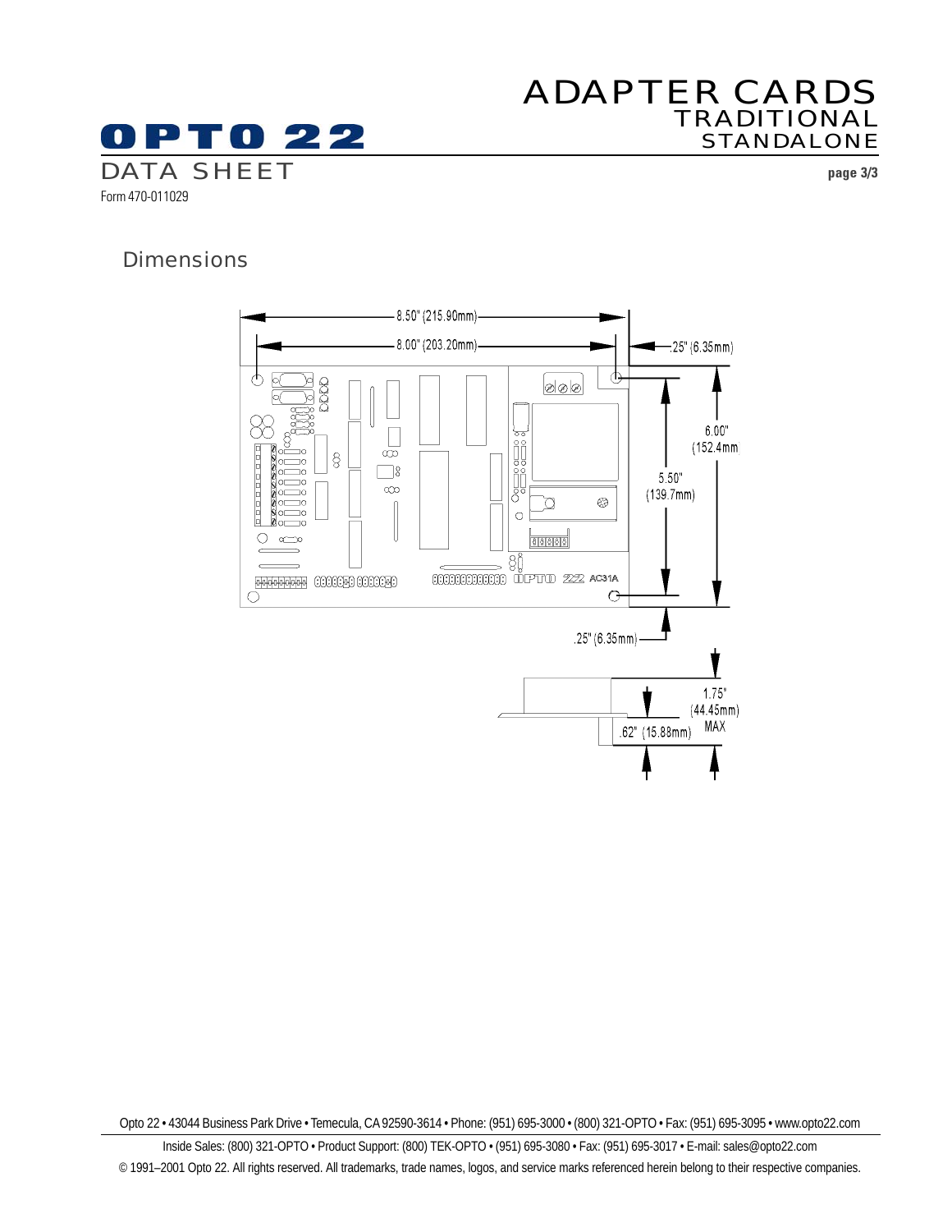## Dimensions

8.50" (215.90mm)

8.00" (203.20mm)

.25" (6.35mm)

6.00" (152.4mm)

5.50" (139.7mm)

.25" (6.35mm)

1.75" (44.45mm) MAX

.62" (15.88mm)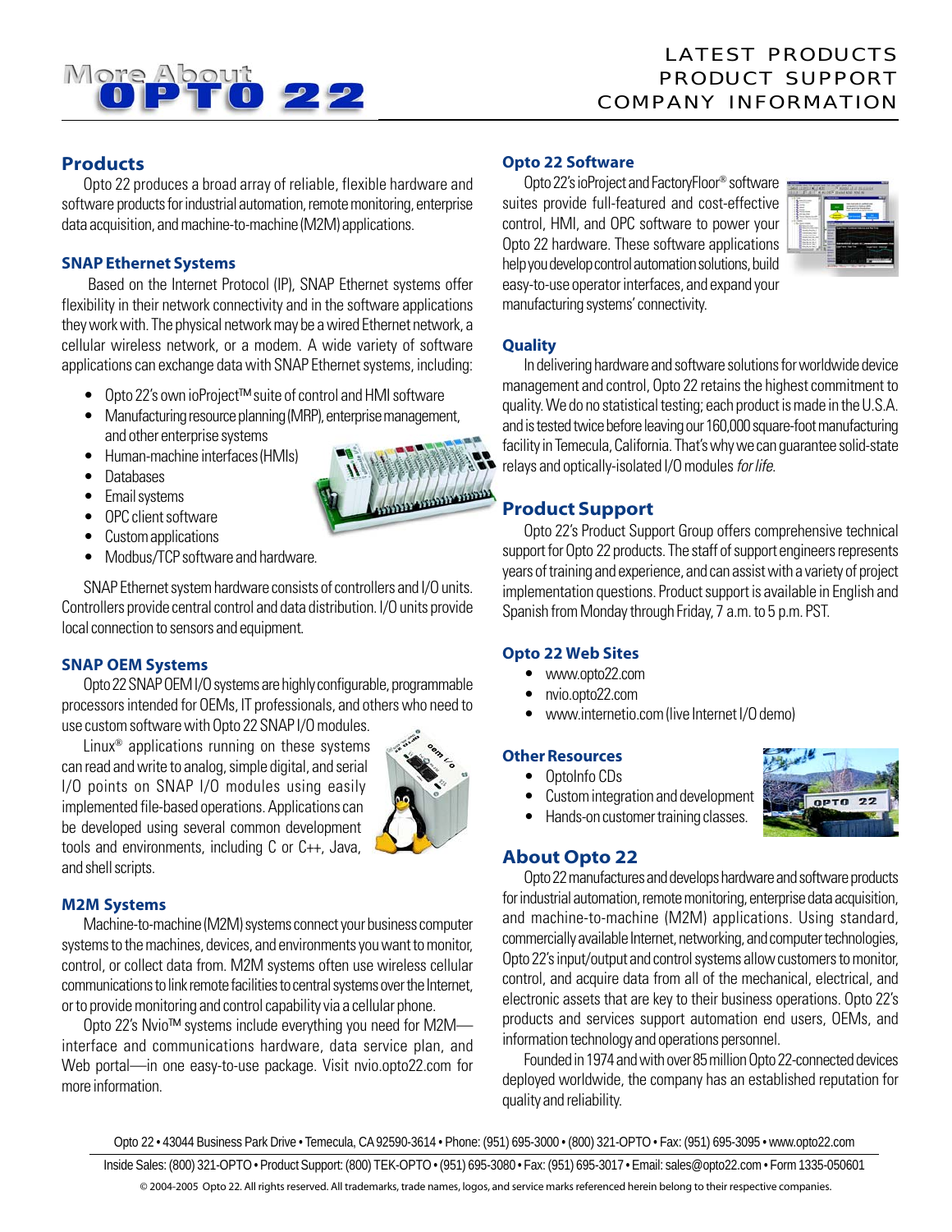# More About OPTO 22

LATEST PRODUCTS
PRODUCT SUPPORT
COMPANY INFORMATION

## Products

Opto 22 produces a broad array of reliable, flexible hardware and software products for industrial automation, remote monitoring, enterprise data acquisition, and machine-to-machine (M2M) applications.

### SNAP Ethernet Systems

Based on the Internet Protocol (IP), SNAP Ethernet systems offer flexibility in their network connectivity and in the software applications they work with. The physical network may be a wired Ethernet network, a cellular wireless network, or a modem. A wide variety of software applications can exchange data with SNAP Ethernet systems, including:

- Opto 22's own ioProject™ suite of control and HMI software
- Manufacturing resource planning (MRP), enterprise management, and other enterprise systems
- Human-machine interfaces (HMIs)
- Databases
- Email systems
- OPC client software
- Custom applications
- Modbus/TCP software and hardware.

SNAP Ethernet system hardware consists of controllers and I/O units. Controllers provide central control and data distribution. I/O units provide local connection to sensors and equipment.

### SNAP OEM Systems

Opto 22 SNAP OEM I/O systems are highly configurable, programmable processors intended for OEMs, IT professionals, and others who need to use custom software with Opto 22 SNAP I/O modules.

Linux® applications running on these systems can read and write to analog, simple digital, and serial I/O points on SNAP I/O modules using easily implemented file-based operations. Applications can be developed using several common development tools and environments, including C or C++, Java, and shell scripts.

### M2M Systems

Machine-to-machine (M2M) systems connect your business computer systems to the machines, devices, and environments you want to monitor, control, or collect data from. M2M systems often use wireless cellular communications to link remote facilities to central systems over the Internet, or to provide monitoring and control capability via a cellular phone.

Opto 22's Nvio™ systems include everything you need for M2M—interface and communications hardware, data service plan, and Web portal—in one easy-to-use package. Visit nvio.opto22.com for more information.

### Opto 22 Software

Opto 22's ioProject and FactoryFloor® software suites provide full-featured and cost-effective control, HMI, and OPC software to power your Opto 22 hardware. These software applications help you develop control automation solutions, build easy-to-use operator interfaces, and expand your manufacturing systems' connectivity.

### Quality

In delivering hardware and software solutions for worldwide device management and control, Opto 22 retains the highest commitment to quality. We do no statistical testing; each product is made in the U.S.A. and is tested twice before leaving our 160,000 square-foot manufacturing facility in Temecula, California. That's why we can guarantee solid-state relays and optically-isolated I/O modules *for life*.

## Product Support

Opto 22's Product Support Group offers comprehensive technical support for Opto 22 products. The staff of support engineers represents years of training and experience, and can assist with a variety of project implementation questions. Product support is available in English and Spanish from Monday through Friday, 7 a.m. to 5 p.m. PST.

### Opto 22 Web Sites

- www.opto22.com
- nvio.opto22.com
- www.internetio.com (live Internet I/O demo)

### Other Resources

- OptoInfo CDs
- Custom integration and development
- Hands-on customer training classes.

## About Opto 22

Opto 22 manufactures and develops hardware and software products for industrial automation, remote monitoring, enterprise data acquisition, and machine-to-machine (M2M) applications. Using standard, commercially available Internet, networking, and computer technologies, Opto 22's input/output and control systems allow customers to monitor, control, and acquire data from all of the mechanical, electrical, and electronic assets that are key to their business operations. Opto 22's products and services support automation end users, OEMs, and information technology and operations personnel.

Founded in 1974 and with over 85 million Opto 22-connected devices deployed worldwide, the company has an established reputation for quality and reliability.

Opto 22 • 43044 Business Park Drive • Temecula, CA 92590-3614 • Phone: (951) 695-3000 • (800) 321-OPTO • Fax: (951) 695-3095 • www.opto22.com

Inside Sales: (800) 321-OPTO • Product Support: (800) TEK-OPTO • (951) 695-3080 • Fax: (951) 695-3017 • Email: sales@opto22.com • Form 1335-050601

© 2004-2005 Opto 22. All rights reserved. All trademarks, trade names, logos, and service marks referenced herein belong to their respective companies.